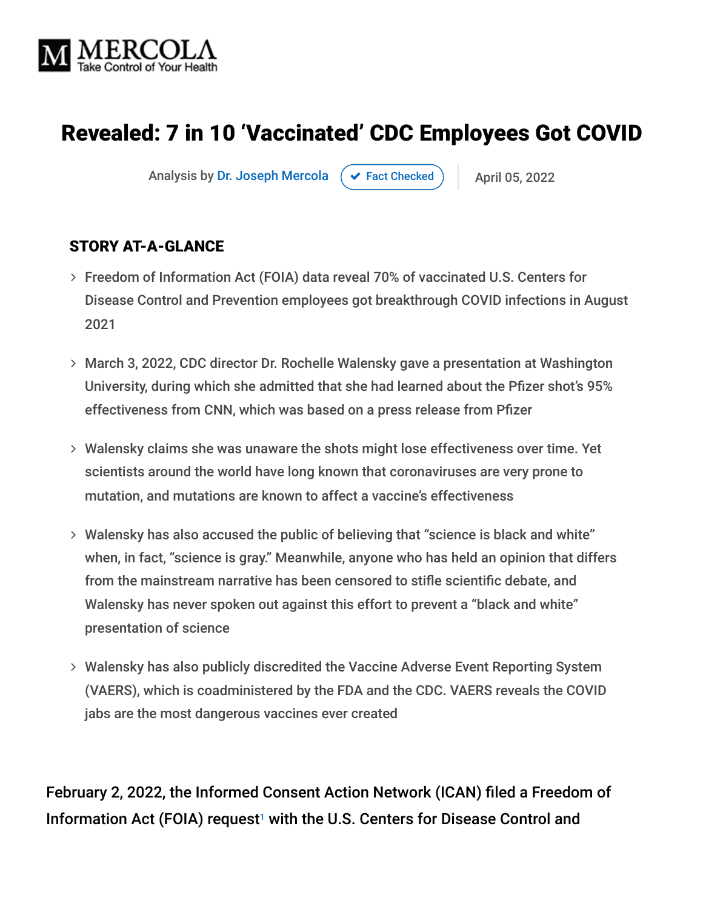# Revealed: 7 in 10 'Vaccinated' CDC Employees Got COVID

Analysis by Dr. Joseph Mercola ✔ Fact Checked | April 05, 2022

## STORY AT-A-GLANCE

- Freedom of Information Act (FOIA) data reveal 70% of vaccinated U.S. Centers for Disease Control and Prevention employees got breakthrough COVID infections in August 2021
- March 3, 2022, CDC director Dr. Rochelle Walensky gave a presentation at Washington University, during which she admitted that she had learned about the Pfizer shot's 95% effectiveness from CNN, which was based on a press release from Pfizer
- Walensky claims she was unaware the shots might lose effectiveness over time. Yet scientists around the world have long known that coronaviruses are very prone to mutation, and mutations are known to affect a vaccine's effectiveness
- Walensky has also accused the public of believing that "science is black and white" when, in fact, "science is gray." Meanwhile, anyone who has held an opinion that differs from the mainstream narrative has been censored to stifle scientific debate, and Walensky has never spoken out against this effort to prevent a "black and white" presentation of science
- Walensky has also publicly discredited the Vaccine Adverse Event Reporting System (VAERS), which is coadministered by the FDA and the CDC. VAERS reveals the COVID jabs are the most dangerous vaccines ever created

February 2, 2022, the Informed Consent Action Network (ICAN) filed a Freedom of Information Act (FOIA) request[1] with the U.S. Centers for Disease Control and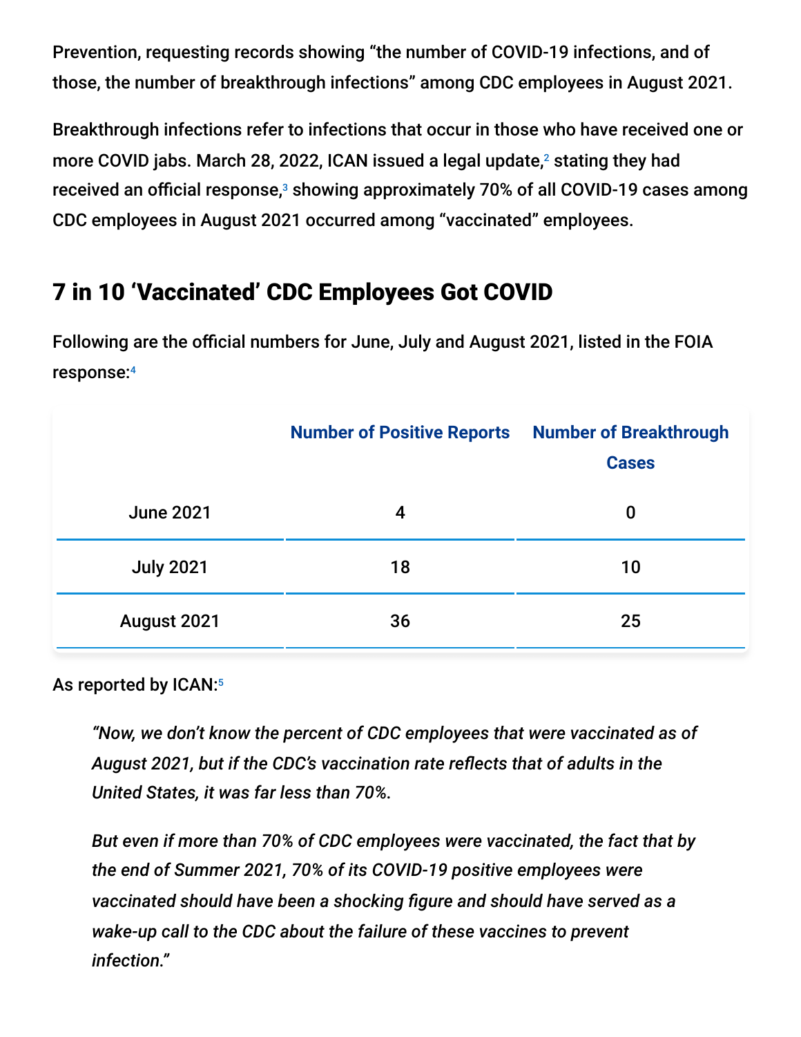Prevention, requesting records showing "the number of COVID-19 infections, and of those, the number of breakthrough infections" among CDC employees in August 2021.

Breakthrough infections refer to infections that occur in those who have received one or more COVID jabs. March 28, 2022, ICAN issued a legal update,[2] stating they had received an official response,[3] showing approximately 70% of all COVID-19 cases among CDC employees in August 2021 occurred among "vaccinated" employees.

## 7 in 10 'Vaccinated' CDC Employees Got COVID

Following are the official numbers for June, July and August 2021, listed in the FOIA response:[4]

| | Number of Positive Reports | Number of Breakthrough Cases |
|---|---|---|
| June 2021 | 4 | 0 |
| July 2021 | 18 | 10 |
| August 2021 | 36 | 25 |

As reported by ICAN:[5]

> *"Now, we don't know the percent of CDC employees that were vaccinated as of August 2021, but if the CDC's vaccination rate reflects that of adults in the United States, it was far less than 70%.*
>
> *But even if more than 70% of CDC employees were vaccinated, the fact that by the end of Summer 2021, 70% of its COVID-19 positive employees were vaccinated should have been a shocking figure and should have served as a wake-up call to the CDC about the failure of these vaccines to prevent infection."*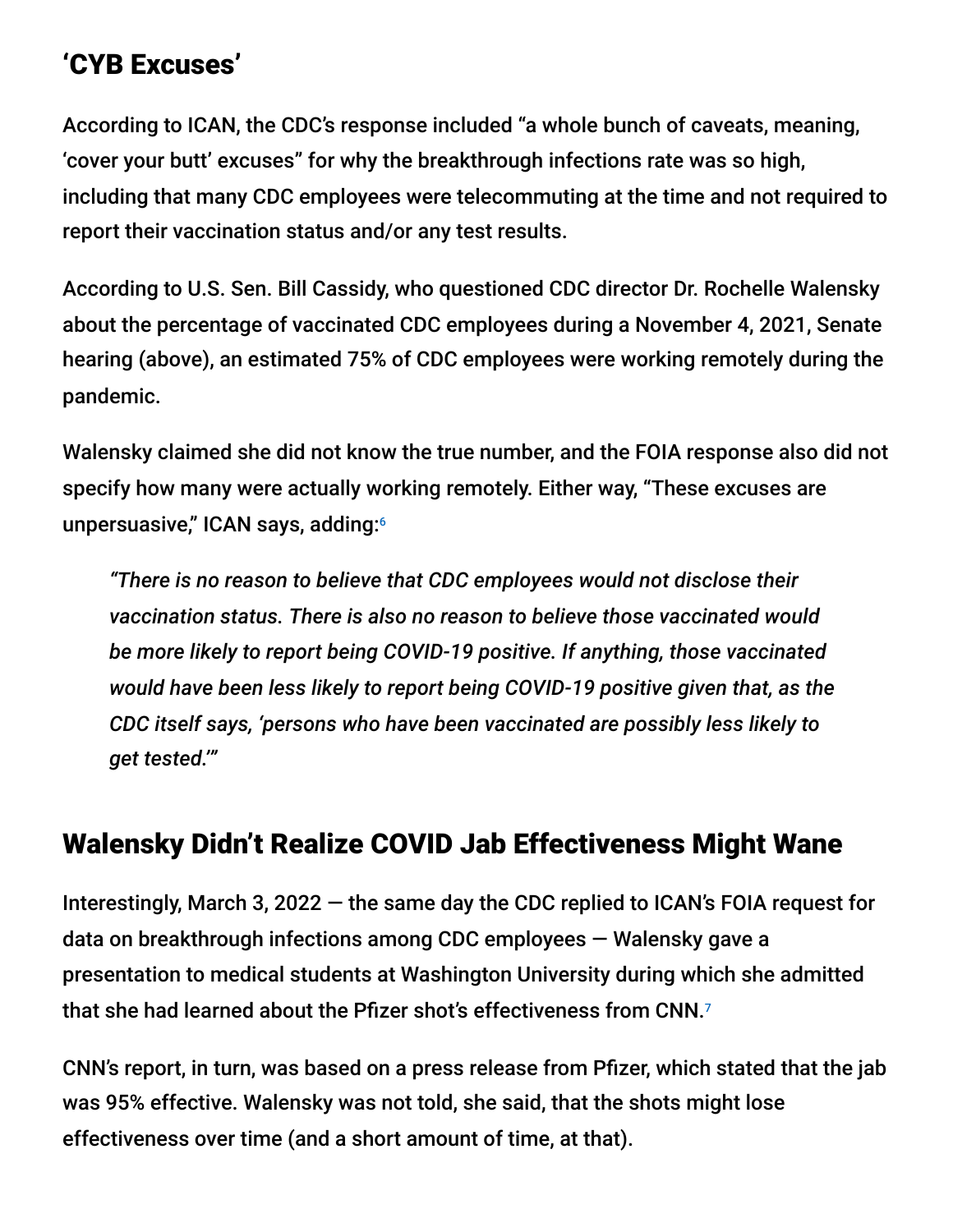## 'CYB Excuses'

According to ICAN, the CDC's response included "a whole bunch of caveats, meaning, 'cover your butt' excuses" for why the breakthrough infections rate was so high, including that many CDC employees were telecommuting at the time and not required to report their vaccination status and/or any test results.

According to U.S. Sen. Bill Cassidy, who questioned CDC director Dr. Rochelle Walensky about the percentage of vaccinated CDC employees during a November 4, 2021, Senate hearing (above), an estimated 75% of CDC employees were working remotely during the pandemic.

Walensky claimed she did not know the true number, and the FOIA response also did not specify how many were actually working remotely. Either way, "These excuses are unpersuasive," ICAN says, adding:[6]

> *"There is no reason to believe that CDC employees would not disclose their vaccination status. There is also no reason to believe those vaccinated would be more likely to report being COVID-19 positive. If anything, those vaccinated would have been less likely to report being COVID-19 positive given that, as the CDC itself says, 'persons who have been vaccinated are possibly less likely to get tested.'"*

## Walensky Didn't Realize COVID Jab Effectiveness Might Wane

Interestingly, March 3, 2022 — the same day the CDC replied to ICAN's FOIA request for data on breakthrough infections among CDC employees — Walensky gave a presentation to medical students at Washington University during which she admitted that she had learned about the Pfizer shot's effectiveness from CNN.[7]

CNN's report, in turn, was based on a press release from Pfizer, which stated that the jab was 95% effective. Walensky was not told, she said, that the shots might lose effectiveness over time (and a short amount of time, at that).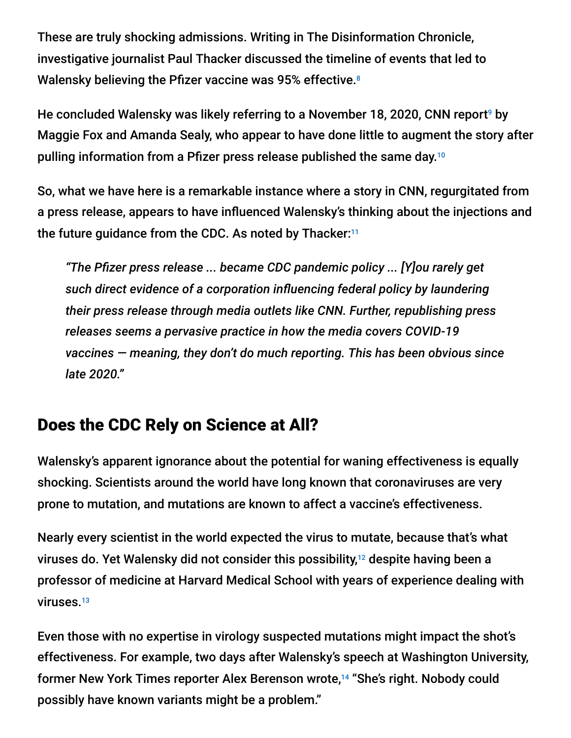These are truly shocking admissions. Writing in The Disinformation Chronicle, investigative journalist Paul Thacker discussed the timeline of events that led to Walensky believing the Pfizer vaccine was 95% effective.[8]

He concluded Walensky was likely referring to a November 18, 2020, CNN report[9] by Maggie Fox and Amanda Sealy, who appear to have done little to augment the story after pulling information from a Pfizer press release published the same day.[10]

So, what we have here is a remarkable instance where a story in CNN, regurgitated from a press release, appears to have influenced Walensky's thinking about the injections and the future guidance from the CDC. As noted by Thacker:[11]

> *"The Pfizer press release ... became CDC pandemic policy ... [Y]ou rarely get such direct evidence of a corporation influencing federal policy by laundering their press release through media outlets like CNN. Further, republishing press releases seems a pervasive practice in how the media covers COVID-19 vaccines — meaning, they don't do much reporting. This has been obvious since late 2020."*

## Does the CDC Rely on Science at All?

Walensky's apparent ignorance about the potential for waning effectiveness is equally shocking. Scientists around the world have long known that coronaviruses are very prone to mutation, and mutations are known to affect a vaccine's effectiveness.

Nearly every scientist in the world expected the virus to mutate, because that's what viruses do. Yet Walensky did not consider this possibility,[12] despite having been a professor of medicine at Harvard Medical School with years of experience dealing with viruses.[13]

Even those with no expertise in virology suspected mutations might impact the shot's effectiveness. For example, two days after Walensky's speech at Washington University, former New York Times reporter Alex Berenson wrote,[14] "She's right. Nobody could possibly have known variants might be a problem."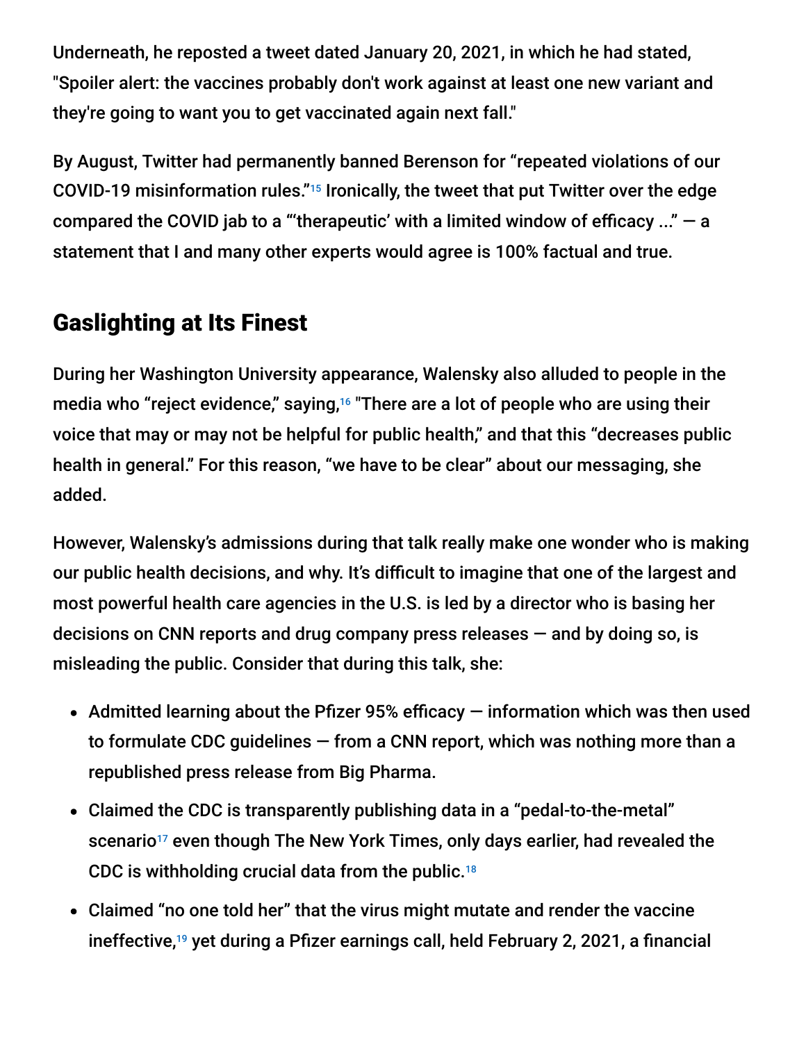Underneath, he reposted a tweet dated January 20, 2021, in which he had stated, "Spoiler alert: the vaccines probably don't work against at least one new variant and they're going to want you to get vaccinated again next fall."

By August, Twitter had permanently banned Berenson for "repeated violations of our COVID-19 misinformation rules."[15] Ironically, the tweet that put Twitter over the edge compared the COVID jab to a "'therapeutic' with a limited window of efficacy ..." — a statement that I and many other experts would agree is 100% factual and true.

## Gaslighting at Its Finest

During her Washington University appearance, Walensky also alluded to people in the media who "reject evidence," saying,[16] "There are a lot of people who are using their voice that may or may not be helpful for public health," and that this "decreases public health in general." For this reason, "we have to be clear" about our messaging, she added.

However, Walensky's admissions during that talk really make one wonder who is making our public health decisions, and why. It's difficult to imagine that one of the largest and most powerful health care agencies in the U.S. is led by a director who is basing her decisions on CNN reports and drug company press releases — and by doing so, is misleading the public. Consider that during this talk, she:

- Admitted learning about the Pfizer 95% efficacy — information which was then used to formulate CDC guidelines — from a CNN report, which was nothing more than a republished press release from Big Pharma.
- Claimed the CDC is transparently publishing data in a "pedal-to-the-metal" scenario[17] even though The New York Times, only days earlier, had revealed the CDC is withholding crucial data from the public.[18]
- Claimed "no one told her" that the virus might mutate and render the vaccine ineffective,[19] yet during a Pfizer earnings call, held February 2, 2021, a financial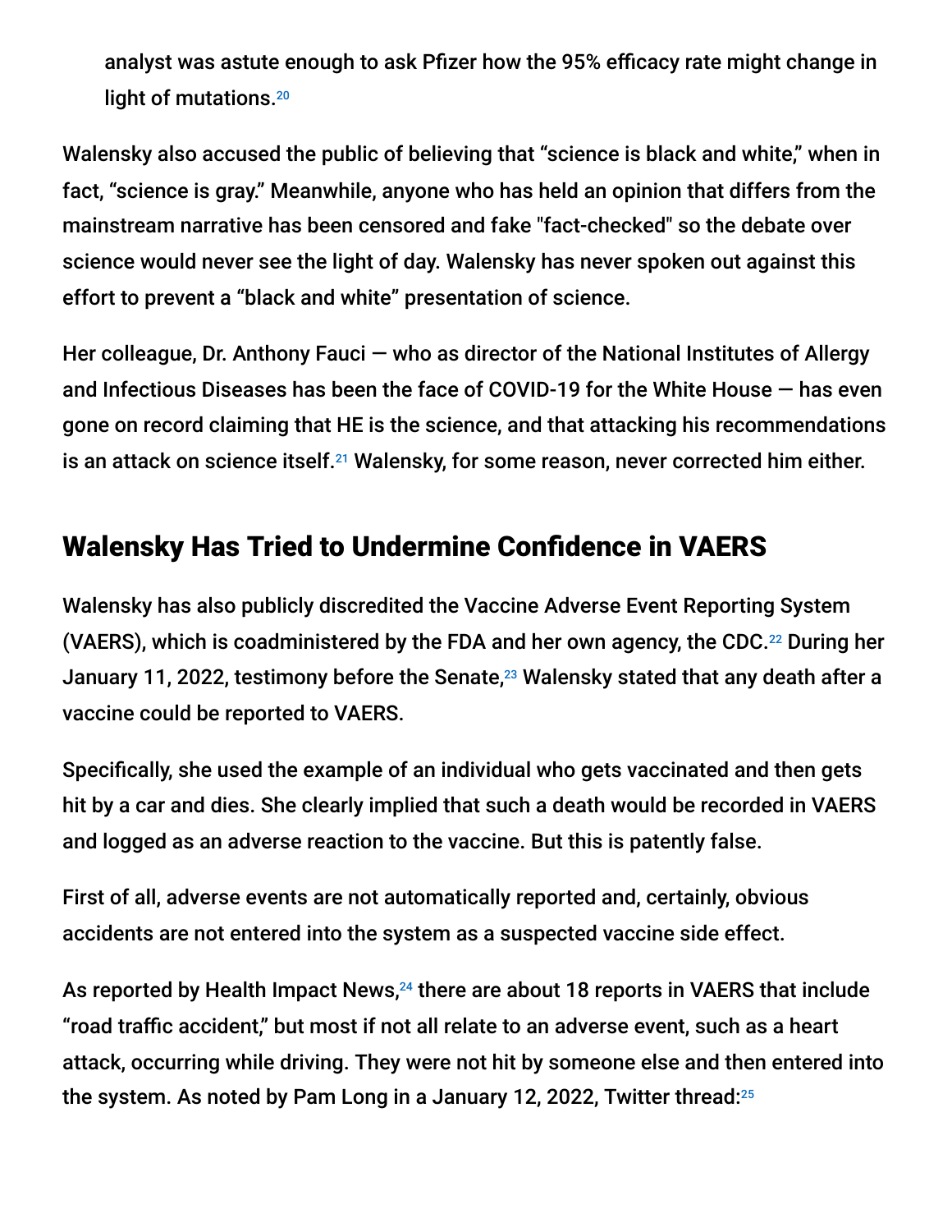analyst was astute enough to ask Pfizer how the 95% efficacy rate might change in light of mutations.[20]

Walensky also accused the public of believing that "science is black and white," when in fact, "science is gray." Meanwhile, anyone who has held an opinion that differs from the mainstream narrative has been censored and fake "fact-checked" so the debate over science would never see the light of day. Walensky has never spoken out against this effort to prevent a "black and white" presentation of science.

Her colleague, Dr. Anthony Fauci — who as director of the National Institutes of Allergy and Infectious Diseases has been the face of COVID-19 for the White House — has even gone on record claiming that HE is the science, and that attacking his recommendations is an attack on science itself.[21] Walensky, for some reason, never corrected him either.

## Walensky Has Tried to Undermine Confidence in VAERS

Walensky has also publicly discredited the Vaccine Adverse Event Reporting System (VAERS), which is coadministered by the FDA and her own agency, the CDC.[22] During her January 11, 2022, testimony before the Senate,[23] Walensky stated that any death after a vaccine could be reported to VAERS.

Specifically, she used the example of an individual who gets vaccinated and then gets hit by a car and dies. She clearly implied that such a death would be recorded in VAERS and logged as an adverse reaction to the vaccine. But this is patently false.

First of all, adverse events are not automatically reported and, certainly, obvious accidents are not entered into the system as a suspected vaccine side effect.

As reported by Health Impact News,[24] there are about 18 reports in VAERS that include "road traffic accident," but most if not all relate to an adverse event, such as a heart attack, occurring while driving. They were not hit by someone else and then entered into the system. As noted by Pam Long in a January 12, 2022, Twitter thread:[25]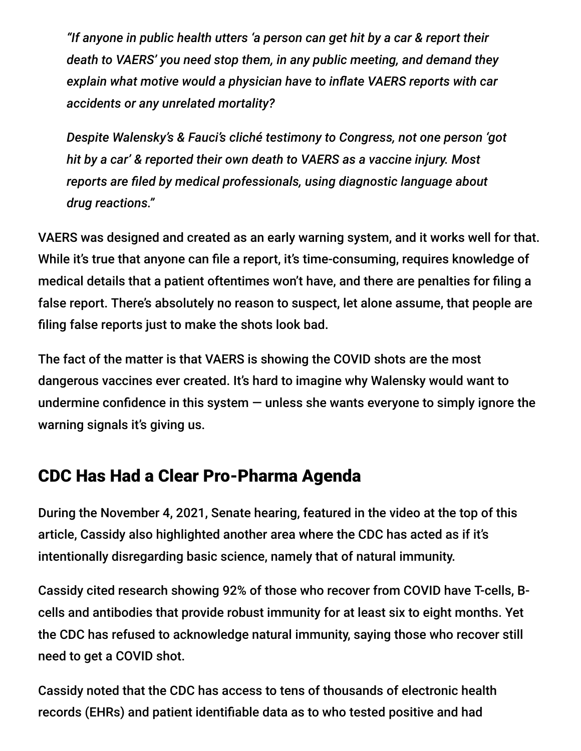> *"If anyone in public health utters 'a person can get hit by a car & report their death to VAERS' you need stop them, in any public meeting, and demand they explain what motive would a physician have to inflate VAERS reports with car accidents or any unrelated mortality?*
>
> *Despite Walensky's & Fauci's cliché testimony to Congress, not one person 'got hit by a car' & reported their own death to VAERS as a vaccine injury. Most reports are filed by medical professionals, using diagnostic language about drug reactions."*

VAERS was designed and created as an early warning system, and it works well for that. While it's true that anyone can file a report, it's time-consuming, requires knowledge of medical details that a patient oftentimes won't have, and there are penalties for filing a false report. There's absolutely no reason to suspect, let alone assume, that people are filing false reports just to make the shots look bad.

The fact of the matter is that VAERS is showing the COVID shots are the most dangerous vaccines ever created. It's hard to imagine why Walensky would want to undermine confidence in this system — unless she wants everyone to simply ignore the warning signals it's giving us.

## CDC Has Had a Clear Pro-Pharma Agenda

During the November 4, 2021, Senate hearing, featured in the video at the top of this article, Cassidy also highlighted another area where the CDC has acted as if it's intentionally disregarding basic science, namely that of natural immunity.

Cassidy cited research showing 92% of those who recover from COVID have T-cells, B-cells and antibodies that provide robust immunity for at least six to eight months. Yet the CDC has refused to acknowledge natural immunity, saying those who recover still need to get a COVID shot.

Cassidy noted that the CDC has access to tens of thousands of electronic health records (EHRs) and patient identifiable data as to who tested positive and had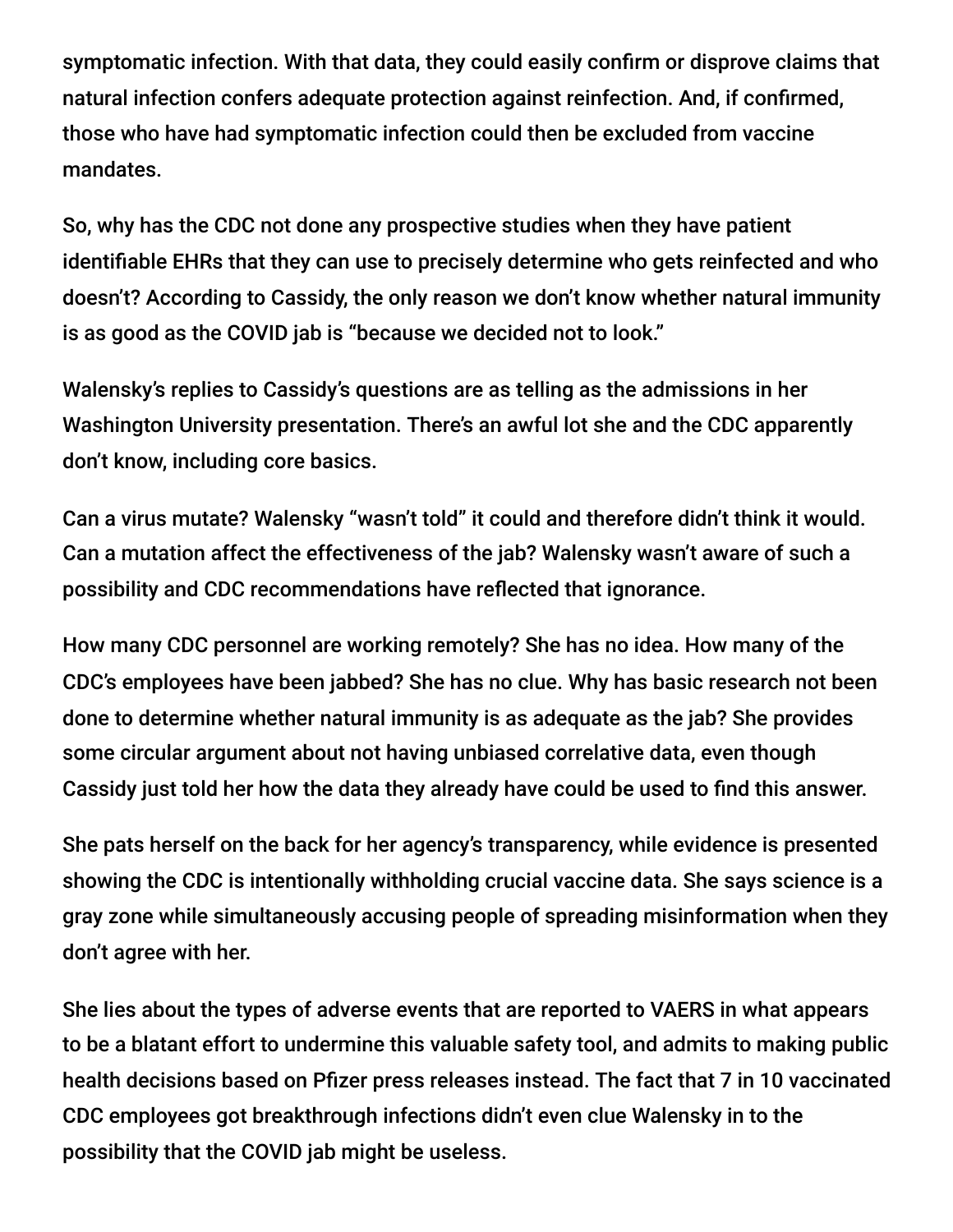symptomatic infection. With that data, they could easily confirm or disprove claims that natural infection confers adequate protection against reinfection. And, if confirmed, those who have had symptomatic infection could then be excluded from vaccine mandates.

So, why has the CDC not done any prospective studies when they have patient identifiable EHRs that they can use to precisely determine who gets reinfected and who doesn't? According to Cassidy, the only reason we don't know whether natural immunity is as good as the COVID jab is "because we decided not to look."

Walensky's replies to Cassidy's questions are as telling as the admissions in her Washington University presentation. There's an awful lot she and the CDC apparently don't know, including core basics.

Can a virus mutate? Walensky "wasn't told" it could and therefore didn't think it would. Can a mutation affect the effectiveness of the jab? Walensky wasn't aware of such a possibility and CDC recommendations have reflected that ignorance.

How many CDC personnel are working remotely? She has no idea. How many of the CDC's employees have been jabbed? She has no clue. Why has basic research not been done to determine whether natural immunity is as adequate as the jab? She provides some circular argument about not having unbiased correlative data, even though Cassidy just told her how the data they already have could be used to find this answer.

She pats herself on the back for her agency's transparency, while evidence is presented showing the CDC is intentionally withholding crucial vaccine data. She says science is a gray zone while simultaneously accusing people of spreading misinformation when they don't agree with her.

She lies about the types of adverse events that are reported to VAERS in what appears to be a blatant effort to undermine this valuable safety tool, and admits to making public health decisions based on Pfizer press releases instead. The fact that 7 in 10 vaccinated CDC employees got breakthrough infections didn't even clue Walensky in to the possibility that the COVID jab might be useless.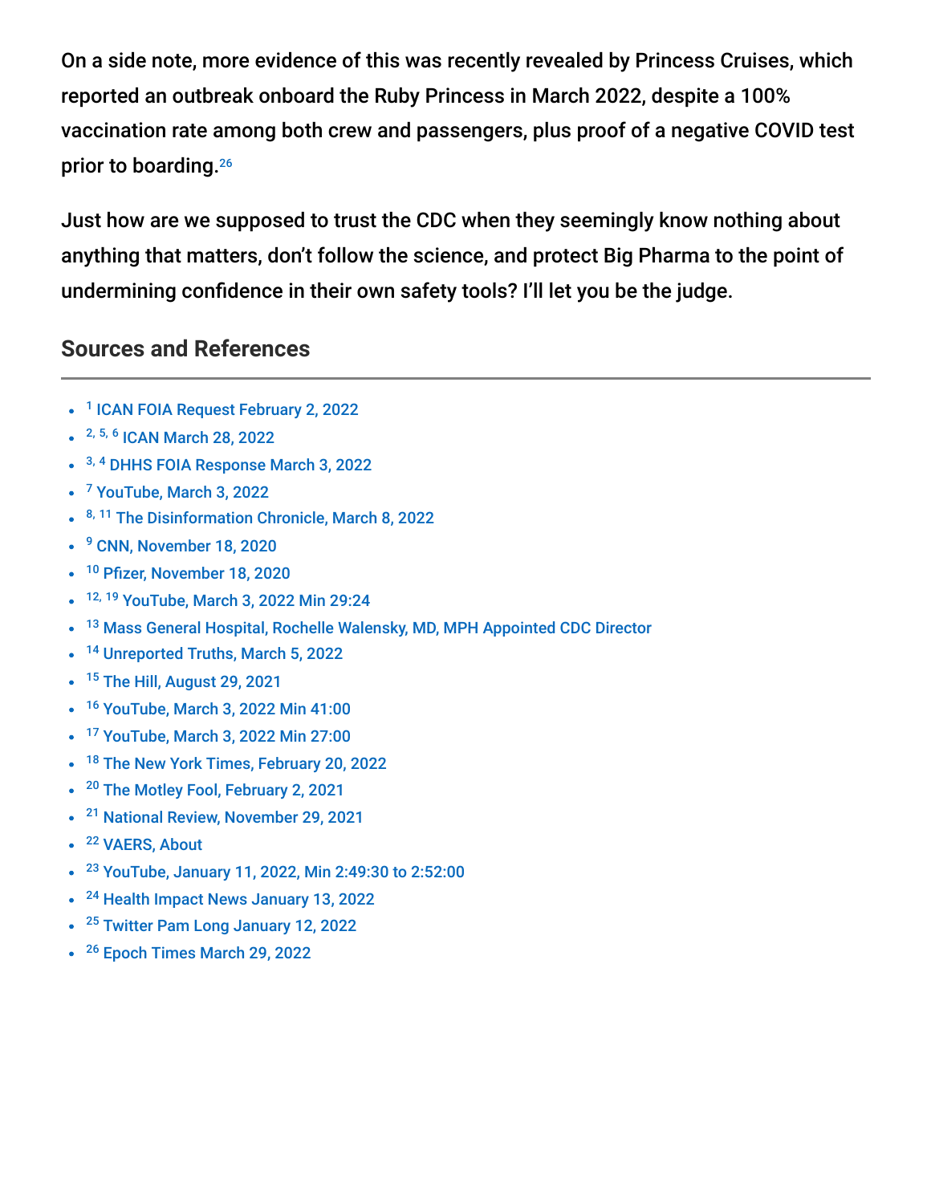On a side note, more evidence of this was recently revealed by Princess Cruises, which reported an outbreak onboard the Ruby Princess in March 2022, despite a 100% vaccination rate among both crew and passengers, plus proof of a negative COVID test prior to boarding.[26]

Just how are we supposed to trust the CDC when they seemingly know nothing about anything that matters, don't follow the science, and protect Big Pharma to the point of undermining confidence in their own safety tools? I'll let you be the judge.

## Sources and References

- [1] ICAN FOIA Request February 2, 2022
- [2, 5, 6] ICAN March 28, 2022
- [3, 4] DHHS FOIA Response March 3, 2022
- [7] YouTube, March 3, 2022
- [8, 11] The Disinformation Chronicle, March 8, 2022
- [9] CNN, November 18, 2020
- [10] Pfizer, November 18, 2020
- [12, 19] YouTube, March 3, 2022 Min 29:24
- [13] Mass General Hospital, Rochelle Walensky, MD, MPH Appointed CDC Director
- [14] Unreported Truths, March 5, 2022
- [15] The Hill, August 29, 2021
- [16] YouTube, March 3, 2022 Min 41:00
- [17] YouTube, March 3, 2022 Min 27:00
- [18] The New York Times, February 20, 2022
- [20] The Motley Fool, February 2, 2021
- [21] National Review, November 29, 2021
- [22] VAERS, About
- [23] YouTube, January 11, 2022, Min 2:49:30 to 2:52:00
- [24] Health Impact News January 13, 2022
- [25] Twitter Pam Long January 12, 2022
- [26] Epoch Times March 29, 2022